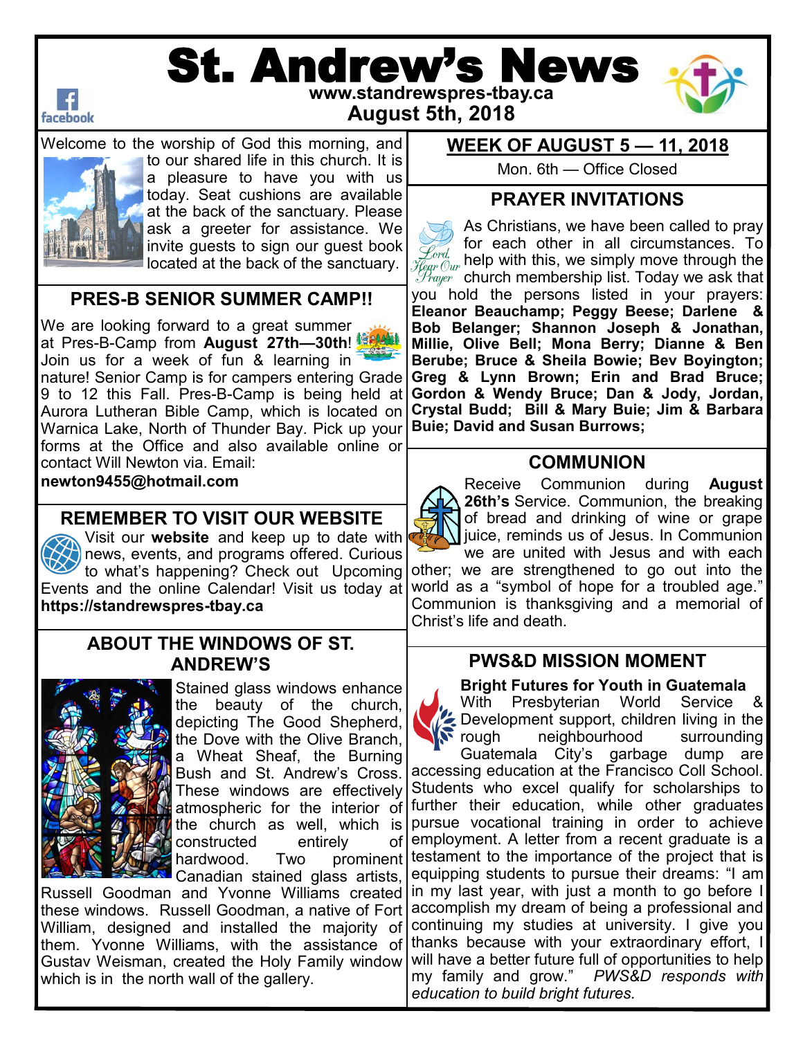# St. Andrew's News

www.standrewspres-tbay.ca

August 5th, 2018

Welcome to the worship of God this morning, and to our shared life in this church. It is a pleasure to have you with us today. Seat cushions are available at the back of the sanctuary. Please ask a greeter for assistance. We invite guests to sign our guest book located at the back of the sanctuary.

## PRES-B SENIOR SUMMER CAMP!!

We are looking forward to a great summer at Pres-B-Camp from **August 27th—30th**! Join us for a week of fun & learning in nature! Senior Camp is for campers entering Grade 9 to 12 this Fall. Pres-B-Camp is being held at Aurora Lutheran Bible Camp, which is located on Warnica Lake, North of Thunder Bay. Pick up your forms at the Office and also available online or contact Will Newton via. Email:
**newton9455@hotmail.com**

## REMEMBER TO VISIT OUR WEBSITE

Visit our **website** and keep up to date with news, events, and programs offered. Curious to what's happening? Check out Upcoming Events and the online Calendar! Visit us today at **https://standrewspres-tbay.ca**

## ABOUT THE WINDOWS OF ST. ANDREW'S

Stained glass windows enhance the beauty of the church, depicting The Good Shepherd, the Dove with the Olive Branch, a Wheat Sheaf, the Burning Bush and St. Andrew's Cross. These windows are effectively atmospheric for the interior of the church as well, which is constructed entirely of hardwood. Two prominent Canadian stained glass artists, Russell Goodman and Yvonne Williams created these windows. Russell Goodman, a native of Fort William, designed and installed the majority of them. Yvonne Williams, with the assistance of Gustav Weisman, created the Holy Family window which is in the north wall of the gallery.

## WEEK OF AUGUST 5 — 11, 2018

Mon. 6th — Office Closed

## PRAYER INVITATIONS

As Christians, we have been called to pray for each other in all circumstances. To help with this, we simply move through the church membership list. Today we ask that you hold the persons listed in your prayers: **Eleanor Beauchamp; Peggy Beese; Darlene & Bob Belanger; Shannon Joseph & Jonathan, Millie, Olive Bell; Mona Berry; Dianne & Ben Berube; Bruce & Sheila Bowie; Bev Boyington; Greg & Lynn Brown; Erin and Brad Bruce; Gordon & Wendy Bruce; Dan & Jody, Jordan, Crystal Budd; Bill & Mary Buie; Jim & Barbara Buie; David and Susan Burrows;**

## COMMUNION

Receive Communion during **August 26th's** Service. Communion, the breaking of bread and drinking of wine or grape juice, reminds us of Jesus. In Communion we are united with Jesus and with each other; we are strengthened to go out into the world as a "symbol of hope for a troubled age." Communion is thanksgiving and a memorial of Christ's life and death.

## PWS&D MISSION MOMENT

**Bright Futures for Youth in Guatemala**

With Presbyterian World Service & Development support, children living in the rough neighbourhood surrounding Guatemala City's garbage dump are accessing education at the Francisco Coll School. Students who excel qualify for scholarships to further their education, while other graduates pursue vocational training in order to achieve employment. A letter from a recent graduate is a testament to the importance of the project that is equipping students to pursue their dreams: "I am in my last year, with just a month to go before I accomplish my dream of being a professional and continuing my studies at university. I give you thanks because with your extraordinary effort, I will have a better future full of opportunities to help my family and grow." *PWS&D responds with education to build bright futures.*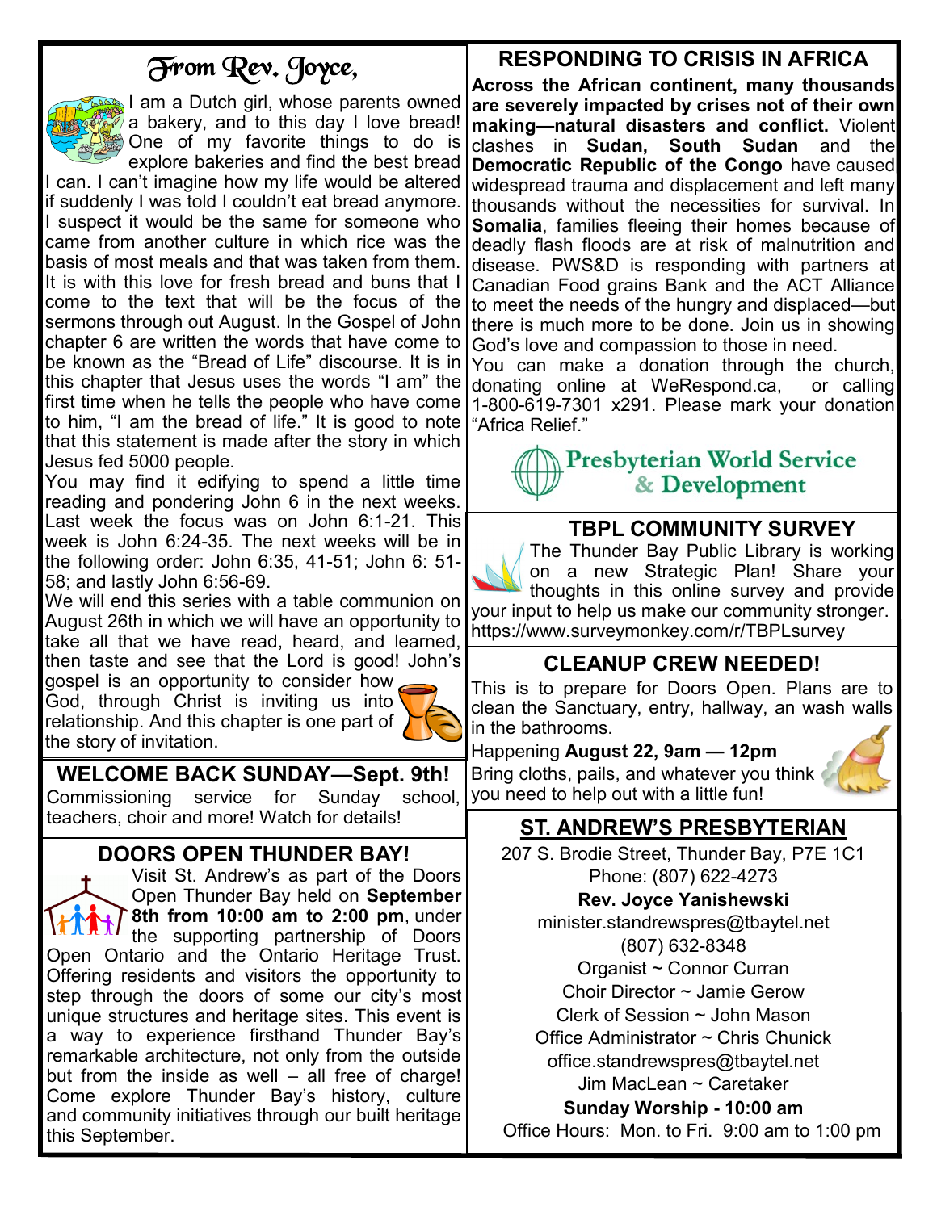## From Rev. Joyce,

I am a Dutch girl, whose parents owned a bakery, and to this day I love bread! One of my favorite things to do is explore bakeries and find the best bread I can. I can't imagine how my life would be altered if suddenly I was told I couldn't eat bread anymore. I suspect it would be the same for someone who came from another culture in which rice was the basis of most meals and that was taken from them. It is with this love for fresh bread and buns that I come to the text that will be the focus of the sermons through out August. In the Gospel of John chapter 6 are written the words that have come to be known as the "Bread of Life" discourse. It is in this chapter that Jesus uses the words "I am" the first time when he tells the people who have come to him, "I am the bread of life." It is good to note that this statement is made after the story in which Jesus fed 5000 people.

You may find it edifying to spend a little time reading and pondering John 6 in the next weeks. Last week the focus was on John 6:1-21. This week is John 6:24-35. The next weeks will be in the following order: John 6:35, 41-51; John 6: 51-58; and lastly John 6:56-69.

We will end this series with a table communion on August 26th in which we will have an opportunity to take all that we have read, heard, and learned, then taste and see that the Lord is good! John's gospel is an opportunity to consider how God, through Christ is inviting us into relationship. And this chapter is one part of the story of invitation.

## WELCOME BACK SUNDAY—Sept. 9th!

Commissioning service for Sunday school, teachers, choir and more! Watch for details!

## DOORS OPEN THUNDER BAY!

Visit St. Andrew's as part of the Doors Open Thunder Bay held on **September 8th from 10:00 am to 2:00 pm**, under the supporting partnership of Doors Open Ontario and the Ontario Heritage Trust. Offering residents and visitors the opportunity to step through the doors of some our city's most unique structures and heritage sites. This event is a way to experience firsthand Thunder Bay's remarkable architecture, not only from the outside but from the inside as well – all free of charge! Come explore Thunder Bay's history, culture and community initiatives through our built heritage this September.

## RESPONDING TO CRISIS IN AFRICA

**Across the African continent, many thousands are severely impacted by crises not of their own making—natural disasters and conflict.** Violent clashes in **Sudan, South Sudan** and the **Democratic Republic of the Congo** have caused widespread trauma and displacement and left many thousands without the necessities for survival. In **Somalia**, families fleeing their homes because of deadly flash floods are at risk of malnutrition and disease. PWS&D is responding with partners at Canadian Food grains Bank and the ACT Alliance to meet the needs of the hungry and displaced—but there is much more to be done. Join us in showing God's love and compassion to those in need.

You can make a donation through the church, donating online at WeRespond.ca, or calling 1-800-619-7301 x291. Please mark your donation "Africa Relief."

Presbyterian World Service & Development

## TBPL COMMUNITY SURVEY

The Thunder Bay Public Library is working on a new Strategic Plan! Share your thoughts in this online survey and provide your input to help us make our community stronger. https://www.surveymonkey.com/r/TBPLsurvey

## CLEANUP CREW NEEDED!

This is to prepare for Doors Open. Plans are to clean the Sanctuary, entry, hallway, an wash walls in the bathrooms.

Happening **August 22, 9am — 12pm**

Bring cloths, pails, and whatever you think you need to help out with a little fun!

## ST. ANDREW'S PRESBYTERIAN

207 S. Brodie Street, Thunder Bay, P7E 1C1
Phone: (807) 622-4273
**Rev. Joyce Yanishewski**
minister.standrewspres@tbaytel.net
(807) 632-8348
Organist ~ Connor Curran
Choir Director ~ Jamie Gerow
Clerk of Session ~ John Mason
Office Administrator ~ Chris Chunick
office.standrewspres@tbaytel.net
Jim MacLean ~ Caretaker
**Sunday Worship - 10:00 am**
Office Hours: Mon. to Fri. 9:00 am to 1:00 pm